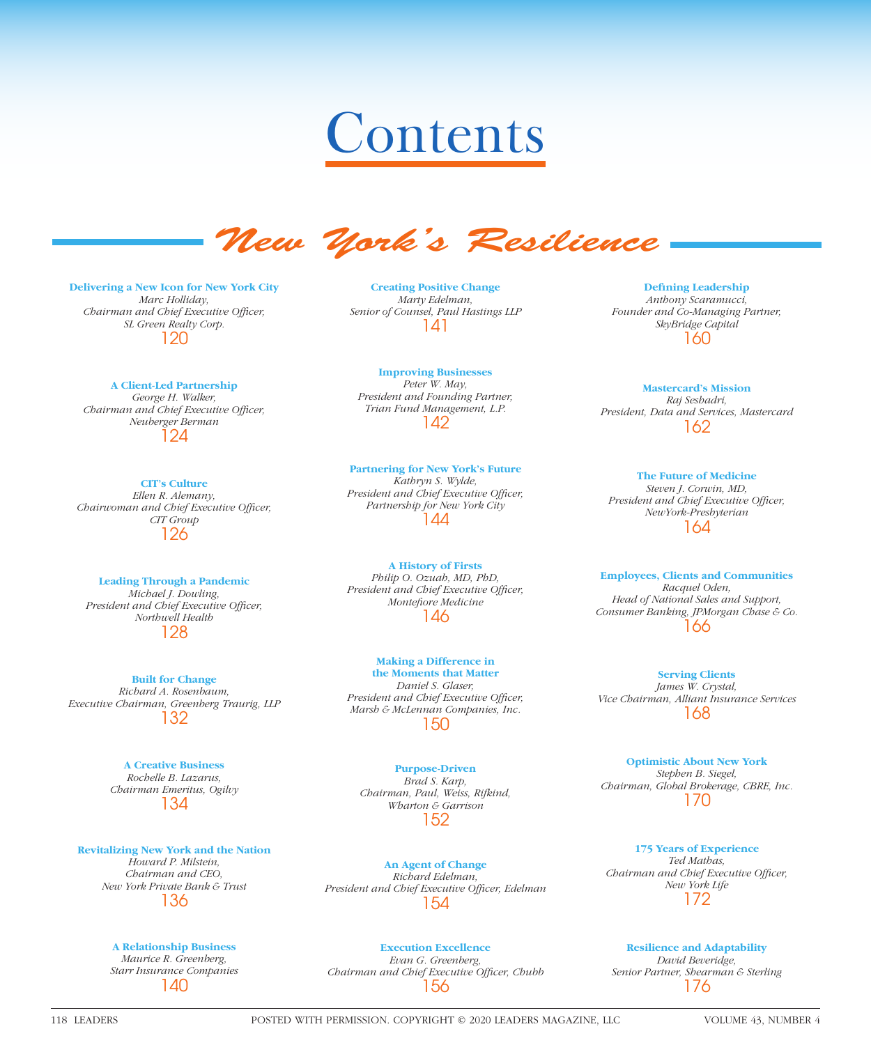# Contents

## New York's Resilience

**Delivering a New Icon for New York City**
*Marc Holliday,*
*Chairman and Chief Executive Officer,*
*SL Green Realty Corp.*
120

**A Client-Led Partnership**
*George H. Walker,*
*Chairman and Chief Executive Officer,*
*Neuberger Berman*
124

**CIT's Culture**
*Ellen R. Alemany,*
*Chairwoman and Chief Executive Officer,*
*CIT Group*
126

**Leading Through a Pandemic**
*Michael J. Dowling,*
*President and Chief Executive Officer,*
*Northwell Health*
128

**Built for Change**
*Richard A. Rosenbaum,*
*Executive Chairman, Greenberg Traurig, LLP*
132

**A Creative Business**
*Rochelle B. Lazarus,*
*Chairman Emeritus, Ogilvy*
134

**Revitalizing New York and the Nation**
*Howard P. Milstein,*
*Chairman and CEO,*
*New York Private Bank & Trust*
136

**A Relationship Business**
*Maurice R. Greenberg,*
*Starr Insurance Companies*
140

**Creating Positive Change**
*Marty Edelman,*
*Senior of Counsel, Paul Hastings LLP*
141

**Improving Businesses**
*Peter W. May,*
*President and Founding Partner,*
*Trian Fund Management, L.P.*
142

**Partnering for New York's Future**
*Kathryn S. Wylde,*
*President and Chief Executive Officer,*
*Partnership for New York City*
144

**A History of Firsts**
*Philip O. Ozuah, MD, PhD,*
*President and Chief Executive Officer,*
*Montefiore Medicine*
146

**Making a Difference in the Moments that Matter**
*Daniel S. Glaser,*
*President and Chief Executive Officer,*
*Marsh & McLennan Companies, Inc.*
150

**Purpose-Driven**
*Brad S. Karp,*
*Chairman, Paul, Weiss, Rifkind, Wharton & Garrison*
152

**An Agent of Change**
*Richard Edelman,*
*President and Chief Executive Officer, Edelman*
154

**Execution Excellence**
*Evan G. Greenberg,*
*Chairman and Chief Executive Officer, Chubb*
156

**Defining Leadership**
*Anthony Scaramucci,*
*Founder and Co-Managing Partner,*
*SkyBridge Capital*
160

**Mastercard's Mission**
*Raj Seshadri,*
*President, Data and Services, Mastercard*
162

**The Future of Medicine**
*Steven J. Corwin, MD,*
*President and Chief Executive Officer,*
*NewYork-Presbyterian*
164

**Employees, Clients and Communities**
*Racquel Oden,*
*Head of National Sales and Support,*
*Consumer Banking, JPMorgan Chase & Co.*
166

**Serving Clients**
*James W. Crystal,*
*Vice Chairman, Alliant Insurance Services*
168

**Optimistic About New York**
*Stephen B. Siegel,*
*Chairman, Global Brokerage, CBRE, Inc.*
170

**175 Years of Experience**
*Ted Mathas,*
*Chairman and Chief Executive Officer,*
*New York Life*
172

**Resilience and Adaptability**
*David Beveridge,*
*Senior Partner, Shearman & Sterling*
176

POSTED WITH PERMISSION. COPYRIGHT © 2020 LEADERS MAGAZINE, LLC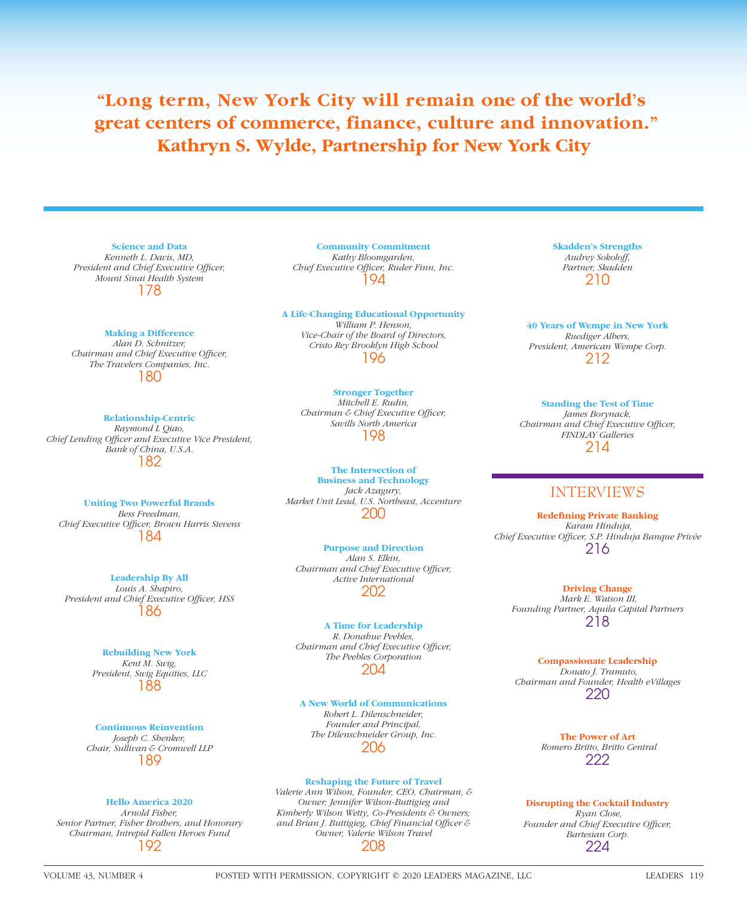**"Long term, New York City will remain one of the world's great centers of commerce, finance, culture and innovation."**
**Kathryn S. Wylde, Partnership for New York City**

**Science and Data**
*Kenneth L. Davis, MD,*
*President and Chief Executive Officer,*
*Mount Sinai Health System*
178

**Making a Difference**
*Alan D. Schnitzer,*
*Chairman and Chief Executive Officer,*
*The Travelers Companies, Inc.*
180

**Relationship-Centric**
*Raymond L Qiao,*
*Chief Lending Officer and Executive Vice President,*
*Bank of China, U.S.A.*
182

**Uniting Two Powerful Brands**
*Bess Freedman,*
*Chief Executive Officer, Brown Harris Stevens*
184

**Leadership By All**
*Louis A. Shapiro,*
*President and Chief Executive Officer, HSS*
186

**Rebuilding New York**
*Kent M. Swig,*
*President, Swig Equities, LLC*
188

**Continuous Reinvention**
*Joseph C. Shenker,*
*Chair, Sullivan & Cromwell LLP*
189

**Hello America 2020**
*Arnold Fisher,*
*Senior Partner, Fisher Brothers, and Honorary Chairman, Intrepid Fallen Heroes Fund*
192

**Community Commitment**
*Kathy Bloomgarden,*
*Chief Executive Officer, Ruder Finn, Inc.*
194

**A Life-Changing Educational Opportunity**
*William P. Henson,*
*Vice-Chair of the Board of Directors,*
*Cristo Rey Brooklyn High School*
196

**Stronger Together**
*Mitchell E. Rudin,*
*Chairman & Chief Executive Officer,*
*Savills North America*
198

**The Intersection of Business and Technology**
*Jack Azagury,*
*Market Unit Lead, U.S. Northeast, Accenture*
200

**Purpose and Direction**
*Alan S. Elkin,*
*Chairman and Chief Executive Officer,*
*Active International*
202

**A Time for Leadership**
*R. Donahue Peebles,*
*Chairman and Chief Executive Officer,*
*The Peebles Corporation*
204

**A New World of Communications**
*Robert L. Dilenschneider,*
*Founder and Principal,*
*The Dilenschneider Group, Inc.*
206

**Reshaping the Future of Travel**
*Valerie Ann Wilson, Founder, CEO, Chairman, & Owner; Jennifer Wilson-Buttigieg and Kimberly Wilson Wetty, Co-Presidents & Owners; and Brian J. Buttigieg, Chief Financial Officer & Owner, Valerie Wilson Travel*
208

**Skadden's Strengths**
*Audrey Sokoloff,*
*Partner, Skadden*
210

**40 Years of Wempe in New York**
*Ruediger Albers,*
*President, American Wempe Corp.*
212

**Standing the Test of Time**
*James Borynack,*
*Chairman and Chief Executive Officer,*
*FINDLAY Galleries*
214

## INTERVIEWS

**Redefining Private Banking**
*Karam Hinduja,*
*Chief Executive Officer, S.P. Hinduja Banque Privée*
216

**Driving Change**
*Mark E. Watson III,*
*Founding Partner, Aquila Capital Partners*
218

**Compassionate Leadership**
*Donato J. Tramuto,*
*Chairman and Founder, Health eVillages*
220

**The Power of Art**
*Romero Britto, Britto Central*
222

**Disrupting the Cocktail Industry**
*Ryan Close,*
*Founder and Chief Executive Officer,*
*Bartesian Corp.*
224

POSTED WITH PERMISSION. COPYRIGHT © 2020 LEADERS MAGAZINE, LLC